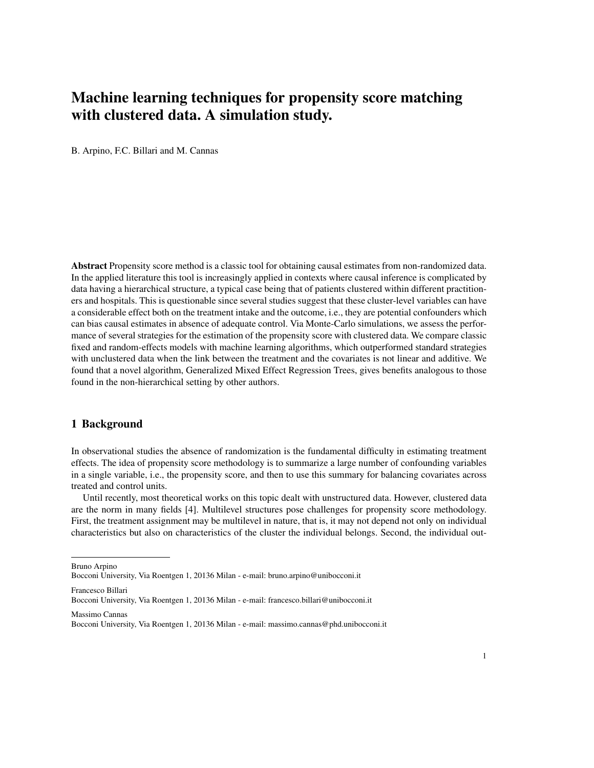# Machine learning techniques for propensity score matching with clustered data. A simulation study.

B. Arpino, F.C. Billari and M. Cannas

**Abstract** Propensity score method is a classic tool for obtaining causal estimates from non-randomized data. In the applied literature this tool is increasingly applied in contexts where causal inference is complicated by data having a hierarchical structure, a typical case being that of patients clustered within different practitioners and hospitals. This is questionable since several studies suggest that these cluster-level variables can have a considerable effect both on the treatment intake and the outcome, i.e., they are potential confounders which can bias causal estimates in absence of adequate control. Via Monte-Carlo simulations, we assess the performance of several strategies for the estimation of the propensity score with clustered data. We compare classic fixed and random-effects models with machine learning algorithms, which outperformed standard strategies with unclustered data when the link between the treatment and the covariates is not linear and additive. We found that a novel algorithm, Generalized Mixed Effect Regression Trees, gives benefits analogous to those found in the non-hierarchical setting by other authors.

## 1 Background

In observational studies the absence of randomization is the fundamental difficulty in estimating treatment effects. The idea of propensity score methodology is to summarize a large number of confounding variables in a single variable, i.e., the propensity score, and then to use this summary for balancing covariates across treated and control units.

Until recently, most theoretical works on this topic dealt with unstructured data. However, clustered data are the norm in many fields [4]. Multilevel structures pose challenges for propensity score methodology. First, the treatment assignment may be multilevel in nature, that is, it may not depend not only on individual characteristics but also on characteristics of the cluster the individual belongs. Second, the individual out-

---

Bruno Arpino
Bocconi University, Via Roentgen 1, 20136 Milan - e-mail: bruno.arpino@unibocconi.it

Francesco Billari
Bocconi University, Via Roentgen 1, 20136 Milan - e-mail: francesco.billari@unibocconi.it

Massimo Cannas
Bocconi University, Via Roentgen 1, 20136 Milan - e-mail: massimo.cannas@phd.unibocconi.it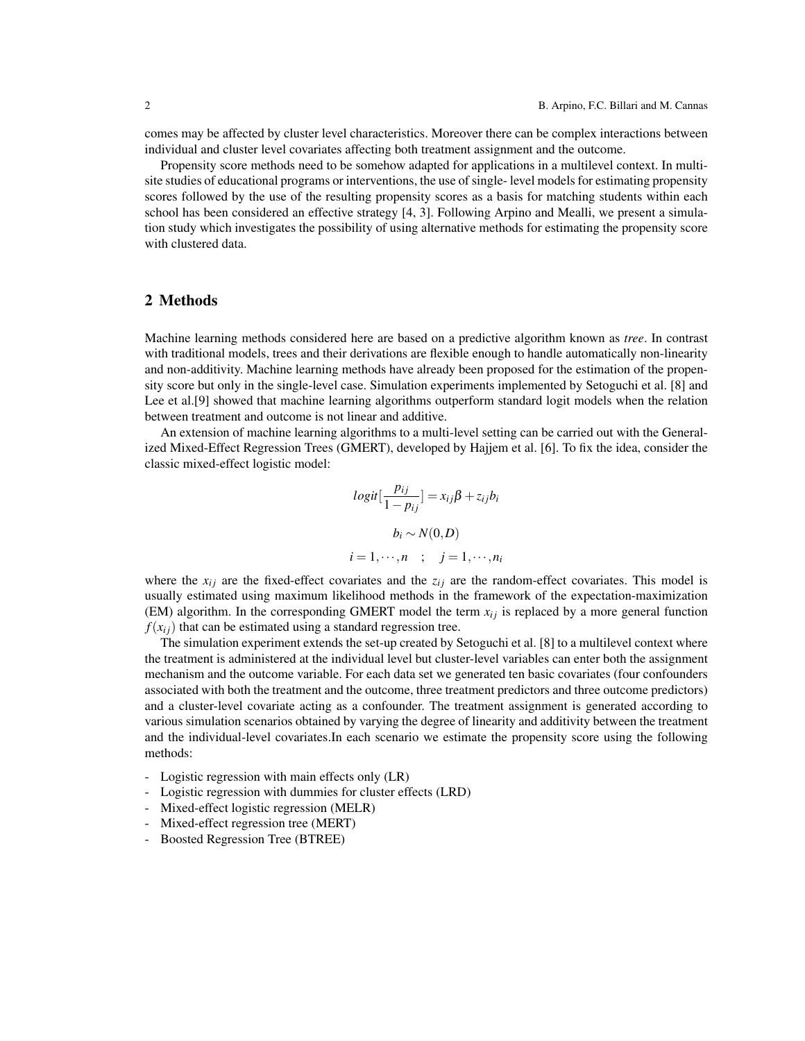comes may be affected by cluster level characteristics. Moreover there can be complex interactions between individual and cluster level covariates affecting both treatment assignment and the outcome.

Propensity score methods need to be somehow adapted for applications in a multilevel context. In multisite studies of educational programs or interventions, the use of single- level models for estimating propensity scores followed by the use of the resulting propensity scores as a basis for matching students within each school has been considered an effective strategy [4, 3]. Following Arpino and Mealli, we present a simulation study which investigates the possibility of using alternative methods for estimating the propensity score with clustered data.

## 2 Methods

Machine learning methods considered here are based on a predictive algorithm known as *tree*. In contrast with traditional models, trees and their derivations are flexible enough to handle automatically non-linearity and non-additivity. Machine learning methods have already been proposed for the estimation of the propensity score but only in the single-level case. Simulation experiments implemented by Setoguchi et al. [8] and Lee et al.[9] showed that machine learning algorithms outperform standard logit models when the relation between treatment and outcome is not linear and additive.

An extension of machine learning algorithms to a multi-level setting can be carried out with the Generalized Mixed-Effect Regression Trees (GMERT), developed by Hajjem et al. [6]. To fix the idea, consider the classic mixed-effect logistic model:

$$logit[\frac{p_{ij}}{1-p_{ij}}] = x_{ij}\beta + z_{ij}b_i$$

$$b_i \sim N(0,D)$$

$$i = 1,\cdots,n \quad ; \quad j = 1,\cdots,n_i$$

where the $x_{ij}$ are the fixed-effect covariates and the $z_{ij}$ are the random-effect covariates. This model is usually estimated using maximum likelihood methods in the framework of the expectation-maximization (EM) algorithm. In the corresponding GMERT model the term $x_{ij}$ is replaced by a more general function $f(x_{ij})$ that can be estimated using a standard regression tree.

The simulation experiment extends the set-up created by Setoguchi et al. [8] to a multilevel context where the treatment is administered at the individual level but cluster-level variables can enter both the assignment mechanism and the outcome variable. For each data set we generated ten basic covariates (four confounders associated with both the treatment and the outcome, three treatment predictors and three outcome predictors) and a cluster-level covariate acting as a confounder. The treatment assignment is generated according to various simulation scenarios obtained by varying the degree of linearity and additivity between the treatment and the individual-level covariates.In each scenario we estimate the propensity score using the following methods:

- Logistic regression with main effects only (LR)
- Logistic regression with dummies for cluster effects (LRD)
- Mixed-effect logistic regression (MELR)
- Mixed-effect regression tree (MERT)
- Boosted Regression Tree (BTREE)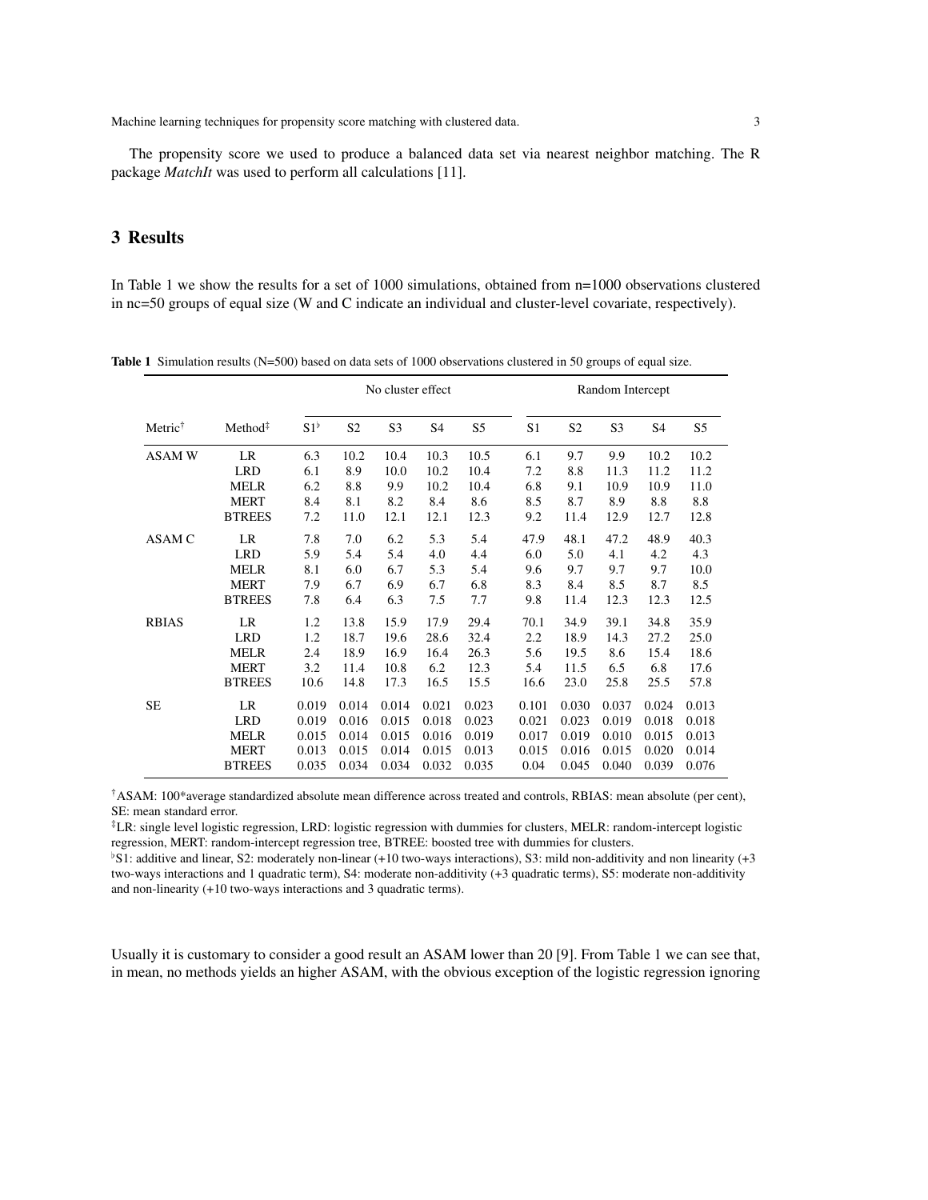The propensity score we used to produce a balanced data set via nearest neighbor matching. The R package *MatchIt* was used to perform all calculations [11].

## 3 Results

In Table 1 we show the results for a set of 1000 simulations, obtained from n=1000 observations clustered in nc=50 groups of equal size (W and C indicate an individual and cluster-level covariate, respectively).

**Table 1** Simulation results (N=500) based on data sets of 1000 observations clustered in 50 groups of equal size.

| | | No cluster effect | | | | | Random Intercept | | | | |
|---|---|---|---|---|---|---|---|---|---|---|---|
| Metric† | Method‡ | S1♭ | S2 | S3 | S4 | S5 | S1 | S2 | S3 | S4 | S5 |
| ASAM W | LR | 6.3 | 10.2 | 10.4 | 10.3 | 10.5 | 6.1 | 9.7 | 9.9 | 10.2 | 10.2 |
| | LRD | 6.1 | 8.9 | 10.0 | 10.2 | 10.4 | 7.2 | 8.8 | 11.3 | 11.2 | 11.2 |
| | MELR | 6.2 | 8.8 | 9.9 | 10.2 | 10.4 | 6.8 | 9.1 | 10.9 | 10.9 | 11.0 |
| | MERT | 8.4 | 8.1 | 8.2 | 8.4 | 8.6 | 8.5 | 8.7 | 8.9 | 8.8 | 8.8 |
| | BTREES | 7.2 | 11.0 | 12.1 | 12.1 | 12.3 | 9.2 | 11.4 | 12.9 | 12.7 | 12.8 |
| ASAM C | LR | 7.8 | 7.0 | 6.2 | 5.3 | 5.4 | 47.9 | 48.1 | 47.2 | 48.9 | 40.3 |
| | LRD | 5.9 | 5.4 | 5.4 | 4.0 | 4.4 | 6.0 | 5.0 | 4.1 | 4.2 | 4.3 |
| | MELR | 8.1 | 6.0 | 6.7 | 5.3 | 5.4 | 9.6 | 9.7 | 9.7 | 9.7 | 10.0 |
| | MERT | 7.9 | 6.7 | 6.9 | 6.7 | 6.8 | 8.3 | 8.4 | 8.5 | 8.7 | 8.5 |
| | BTREES | 7.8 | 6.4 | 6.3 | 7.5 | 7.7 | 9.8 | 11.4 | 12.3 | 12.3 | 12.5 |
| RBIAS | LR | 1.2 | 13.8 | 15.9 | 17.9 | 29.4 | 70.1 | 34.9 | 39.1 | 34.8 | 35.9 |
| | LRD | 1.2 | 18.7 | 19.6 | 28.6 | 32.4 | 2.2 | 18.9 | 14.3 | 27.2 | 25.0 |
| | MELR | 2.4 | 18.9 | 16.9 | 16.4 | 26.3 | 5.6 | 19.5 | 8.6 | 15.4 | 18.6 |
| | MERT | 3.2 | 11.4 | 10.8 | 6.2 | 12.3 | 5.4 | 11.5 | 6.5 | 6.8 | 17.6 |
| | BTREES | 10.6 | 14.8 | 17.3 | 16.5 | 15.5 | 16.6 | 23.0 | 25.8 | 25.5 | 57.8 |
| SE | LR | 0.019 | 0.014 | 0.014 | 0.021 | 0.023 | 0.101 | 0.030 | 0.037 | 0.024 | 0.013 |
| | LRD | 0.019 | 0.016 | 0.015 | 0.018 | 0.023 | 0.021 | 0.023 | 0.019 | 0.018 | 0.018 |
| | MELR | 0.015 | 0.014 | 0.015 | 0.016 | 0.019 | 0.017 | 0.019 | 0.010 | 0.015 | 0.013 |
| | MERT | 0.013 | 0.015 | 0.014 | 0.015 | 0.013 | 0.015 | 0.016 | 0.015 | 0.020 | 0.014 |
| | BTREES | 0.035 | 0.034 | 0.034 | 0.032 | 0.035 | 0.04 | 0.045 | 0.040 | 0.039 | 0.076 |

†ASAM: 100*average standardized absolute mean difference across treated and controls, RBIAS: mean absolute (per cent), SE: mean standard error.

‡LR: single level logistic regression, LRD: logistic regression with dummies for clusters, MELR: random-intercept logistic regression, MERT: random-intercept regression tree, BTREE: boosted tree with dummies for clusters.

♭S1: additive and linear, S2: moderately non-linear (+10 two-ways interactions), S3: mild non-additivity and non linearity (+3 two-ways interactions and 1 quadratic term), S4: moderate non-additivity (+3 quadratic terms), S5: moderate non-additivity and non-linearity (+10 two-ways interactions and 3 quadratic terms).

Usually it is customary to consider a good result an ASAM lower than 20 [9]. From Table 1 we can see that, in mean, no methods yields an higher ASAM, with the obvious exception of the logistic regression ignoring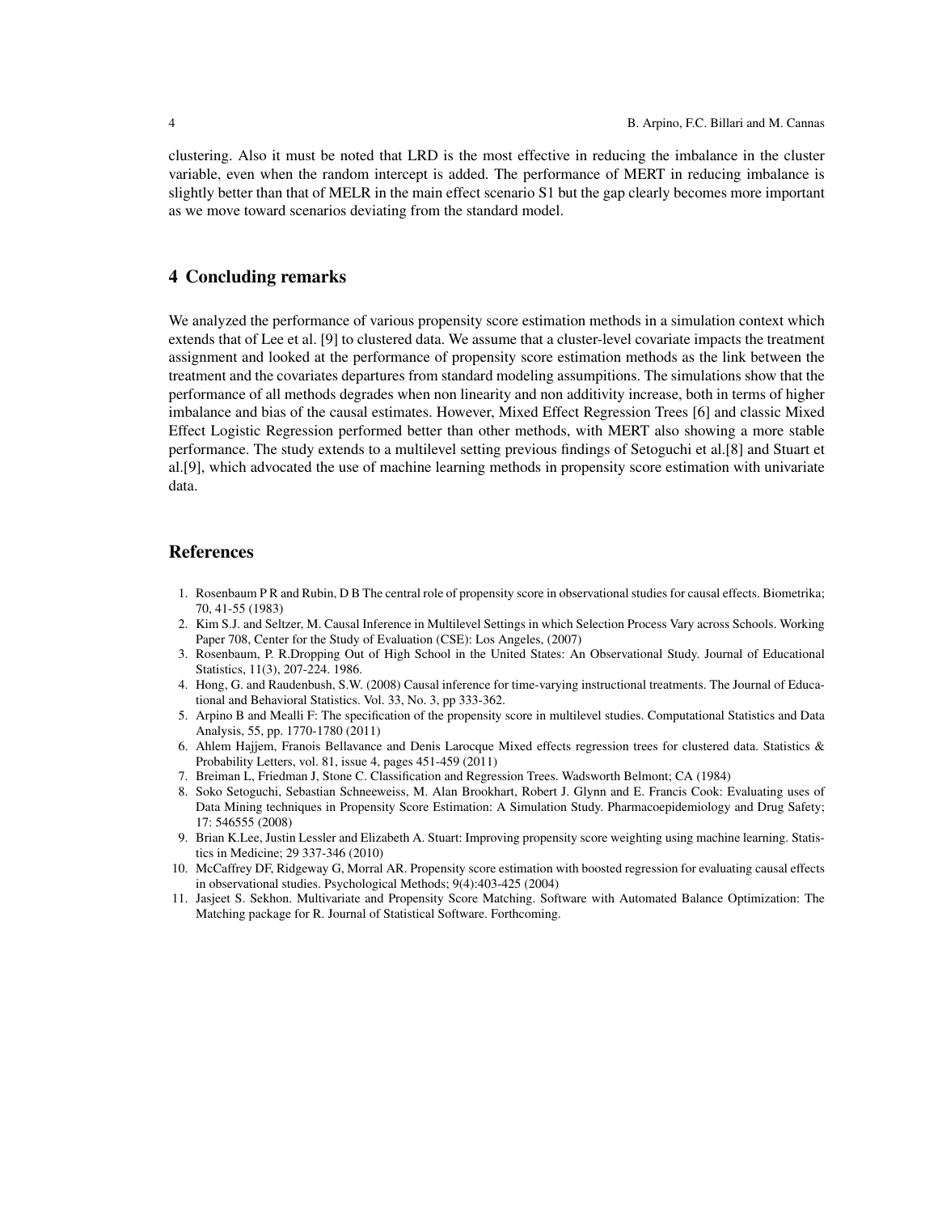clustering. Also it must be noted that LRD is the most effective in reducing the imbalance in the cluster variable, even when the random intercept is added. The performance of MERT in reducing imbalance is slightly better than that of MELR in the main effect scenario S1 but the gap clearly becomes more important as we move toward scenarios deviating from the standard model.

## 4 Concluding remarks

We analyzed the performance of various propensity score estimation methods in a simulation context which extends that of Lee et al. [9] to clustered data. We assume that a cluster-level covariate impacts the treatment assignment and looked at the performance of propensity score estimation methods as the link between the treatment and the covariates departures from standard modeling assumpitions. The simulations show that the performance of all methods degrades when non linearity and non additivity increase, both in terms of higher imbalance and bias of the causal estimates. However, Mixed Effect Regression Trees [6] and classic Mixed Effect Logistic Regression performed better than other methods, with MERT also showing a more stable performance. The study extends to a multilevel setting previous findings of Setoguchi et al.[8] and Stuart et al.[9], which advocated the use of machine learning methods in propensity score estimation with univariate data.

## References

1. Rosenbaum P R and Rubin, D B The central role of propensity score in observational studies for causal effects. Biometrika; 70, 41-55 (1983)
2. Kim S.J. and Seltzer, M. Causal Inference in Multilevel Settings in which Selection Process Vary across Schools. Working Paper 708, Center for the Study of Evaluation (CSE): Los Angeles, (2007)
3. Rosenbaum, P. R.Dropping Out of High School in the United States: An Observational Study. Journal of Educational Statistics, 11(3), 207-224. 1986.
4. Hong, G. and Raudenbush, S.W. (2008) Causal inference for time-varying instructional treatments. The Journal of Educational and Behavioral Statistics. Vol. 33, No. 3, pp 333-362.
5. Arpino B and Mealli F: The specification of the propensity score in multilevel studies. Computational Statistics and Data Analysis, 55, pp. 1770-1780 (2011)
6. Ahlem Hajjem, Franois Bellavance and Denis Larocque Mixed effects regression trees for clustered data. Statistics & Probability Letters, vol. 81, issue 4, pages 451-459 (2011)
7. Breiman L, Friedman J, Stone C. Classification and Regression Trees. Wadsworth Belmont; CA (1984)
8. Soko Setoguchi, Sebastian Schneeweiss, M. Alan Brookhart, Robert J. Glynn and E. Francis Cook: Evaluating uses of Data Mining techniques in Propensity Score Estimation: A Simulation Study. Pharmacoepidemiology and Drug Safety; 17: 546555 (2008)
9. Brian K.Lee, Justin Lessler and Elizabeth A. Stuart: Improving propensity score weighting using machine learning. Statistics in Medicine; 29 337-346 (2010)
10. McCaffrey DF, Ridgeway G, Morral AR. Propensity score estimation with boosted regression for evaluating causal effects in observational studies. Psychological Methods; 9(4):403-425 (2004)
11. Jasjeet S. Sekhon. Multivariate and Propensity Score Matching. Software with Automated Balance Optimization: The Matching package for R. Journal of Statistical Software. Forthcoming.